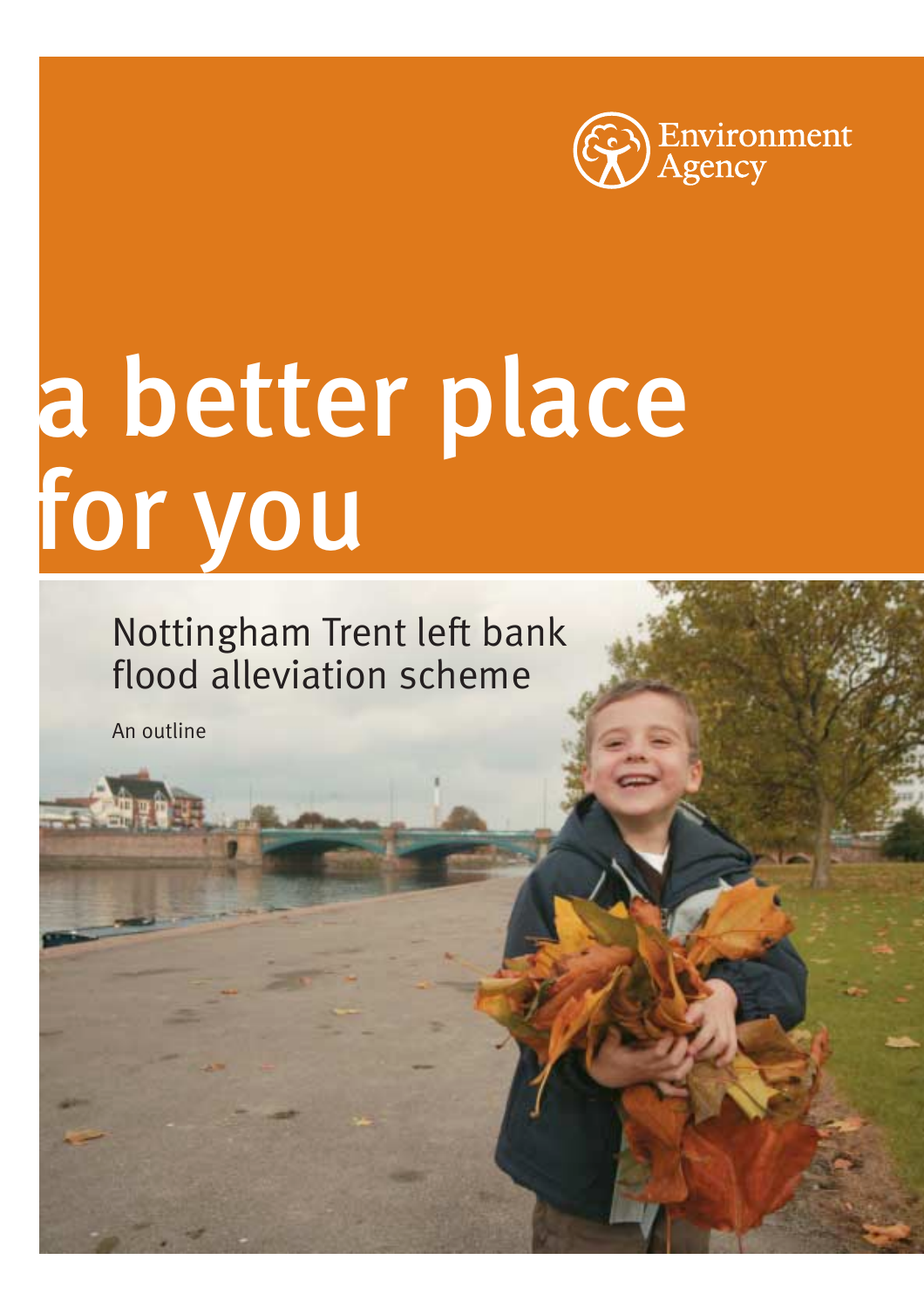Environment Agency

# a better place for you

## Nottingham Trent left bank flood alleviation scheme

An outline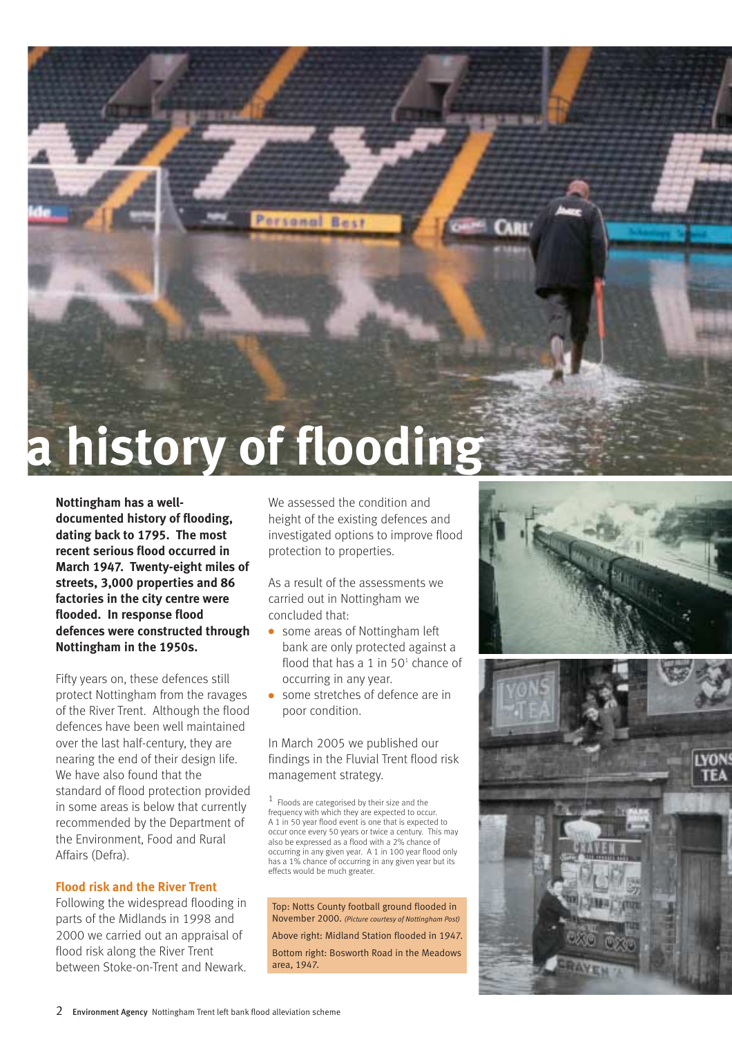# a history of flooding

**Nottingham has a well-documented history of flooding, dating back to 1795. The most recent serious flood occurred in March 1947. Twenty-eight miles of streets, 3,000 properties and 86 factories in the city centre were flooded. In response flood defences were constructed through Nottingham in the 1950s.**

Fifty years on, these defences still protect Nottingham from the ravages of the River Trent. Although the flood defences have been well maintained over the last half-century, they are nearing the end of their design life. We have also found that the standard of flood protection provided in some areas is below that currently recommended by the Department of the Environment, Food and Rural Affairs (Defra).

## Flood risk and the River Trent

Following the widespread flooding in parts of the Midlands in 1998 and 2000 we carried out an appraisal of flood risk along the River Trent between Stoke-on-Trent and Newark.

We assessed the condition and height of the existing defences and investigated options to improve flood protection to properties.

As a result of the assessments we carried out in Nottingham we concluded that:

- some areas of Nottingham left bank are only protected against a flood that has a 1 in 50[1] chance of occurring in any year.
- some stretches of defence are in poor condition.

In March 2005 we published our findings in the Fluvial Trent flood risk management strategy.

[1] Floods are categorised by their size and the frequency with which they are expected to occur. A 1 in 50 year flood event is one that is expected to occur once every 50 years or twice a century. This may also be expressed as a flood with a 2% chance of occurring in any given year. A 1 in 100 year flood only has a 1% chance of occurring in any given year but its effects would be much greater.

Top: Notts County football ground flooded in November 2000. *(Picture courtesy of Nottingham Post)*

Above right: Midland Station flooded in 1947.

Bottom right: Bosworth Road in the Meadows area, 1947.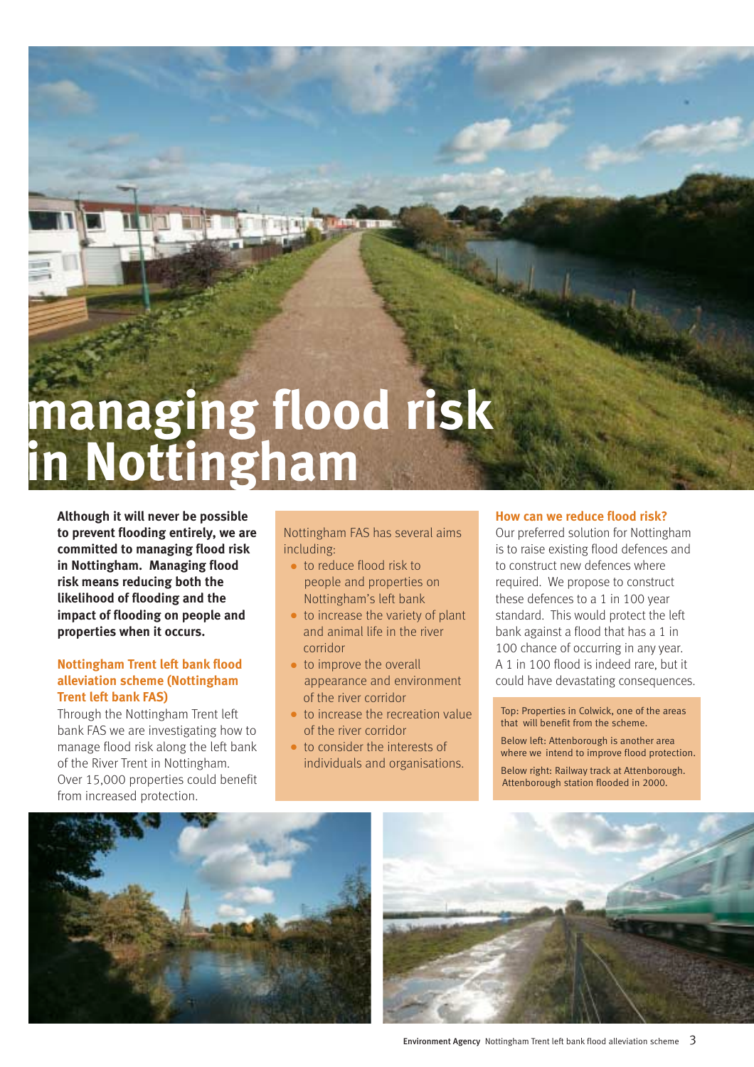# managing flood risk in Nottingham

**Although it will never be possible to prevent flooding entirely, we are committed to managing flood risk in Nottingham. Managing flood risk means reducing both the likelihood of flooding and the impact of flooding on people and properties when it occurs.**

## Nottingham Trent left bank flood alleviation scheme (Nottingham Trent left bank FAS)

Through the Nottingham Trent left bank FAS we are investigating how to manage flood risk along the left bank of the River Trent in Nottingham. Over 15,000 properties could benefit from increased protection.

Nottingham FAS has several aims including:

- to reduce flood risk to people and properties on Nottingham's left bank
- to increase the variety of plant and animal life in the river corridor
- to improve the overall appearance and environment of the river corridor
- to increase the recreation value of the river corridor
- to consider the interests of individuals and organisations.

## How can we reduce flood risk?

Our preferred solution for Nottingham is to raise existing flood defences and to construct new defences where required. We propose to construct these defences to a 1 in 100 year standard. This would protect the left bank against a flood that has a 1 in 100 chance of occurring in any year. A 1 in 100 flood is indeed rare, but it could have devastating consequences.

Top: Properties in Colwick, one of the areas that will benefit from the scheme.

Below left: Attenborough is another area where we intend to improve flood protection.

Below right: Railway track at Attenborough. Attenborough station flooded in 2000.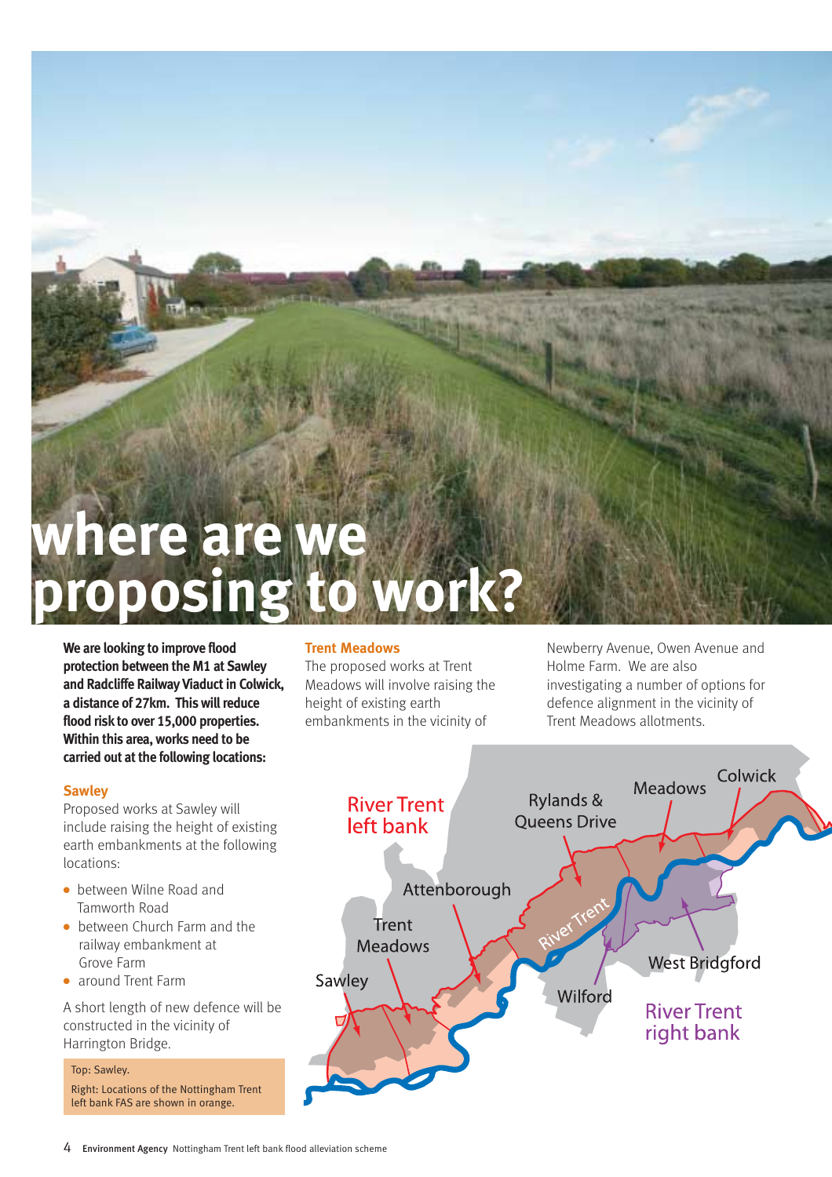# where are we proposing to work?

**We are looking to improve flood protection between the M1 at Sawley and Radcliffe Railway Viaduct in Colwick, a distance of 27km. This will reduce flood risk to over 15,000 properties. Within this area, works need to be carried out at the following locations:**

### Sawley

Proposed works at Sawley will include raising the height of existing earth embankments at the following locations:

- between Wilne Road and Tamworth Road
- between Church Farm and the railway embankment at Grove Farm
- around Trent Farm

A short length of new defence will be constructed in the vicinity of Harrington Bridge.

Top: Sawley.

Right: Locations of the Nottingham Trent left bank FAS are shown in orange.

### Trent Meadows

The proposed works at Trent Meadows will involve raising the height of existing earth embankments in the vicinity of Newberry Avenue, Owen Avenue and Holme Farm. We are also investigating a number of options for defence alignment in the vicinity of Trent Meadows allotments.

River Trent left bank

Rylands & Queens Drive

Meadows

Colwick

Attenborough

Trent Meadows

Sawley

River Trent

Wilford

West Bridgford

River Trent right bank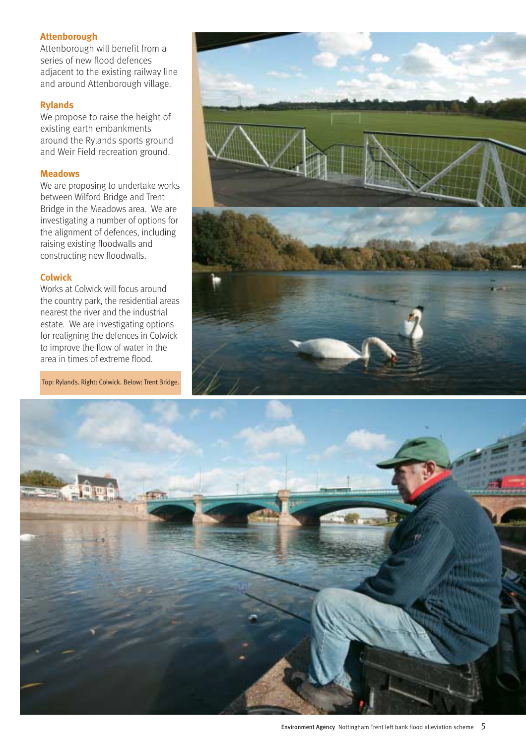## Attenborough

Attenborough will benefit from a series of new flood defences adjacent to the existing railway line and around Attenborough village.

## Rylands

We propose to raise the height of existing earth embankments around the Rylands sports ground and Weir Field recreation ground.

## Meadows

We are proposing to undertake works between Wilford Bridge and Trent Bridge in the Meadows area. We are investigating a number of options for the alignment of defences, including raising existing floodwalls and constructing new floodwalls.

## Colwick

Works at Colwick will focus around the country park, the residential areas nearest the river and the industrial estate. We are investigating options for realigning the defences in Colwick to improve the flow of water in the area in times of extreme flood.

Top: Rylands. Right: Colwick. Below: Trent Bridge.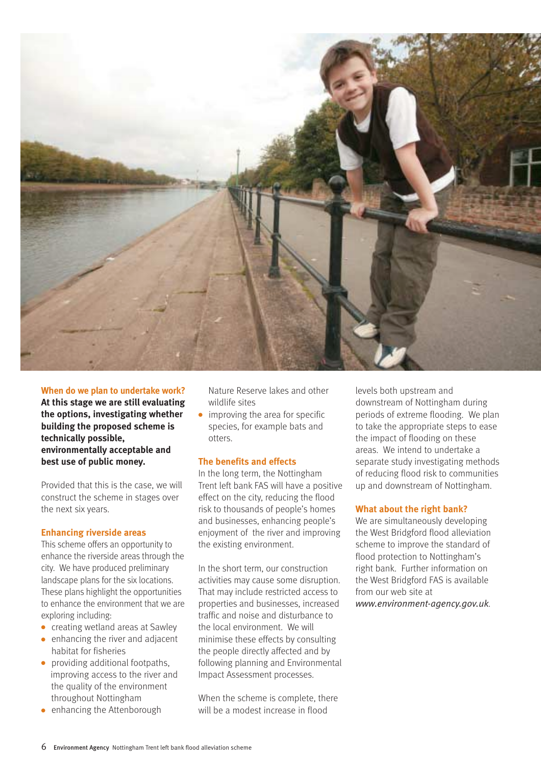### When do we plan to undertake work?

**At this stage we are still evaluating the options, investigating whether building the proposed scheme is technically possible, environmentally acceptable and best use of public money.**

Provided that this is the case, we will construct the scheme in stages over the next six years.

### Enhancing riverside areas

This scheme offers an opportunity to enhance the riverside areas through the city. We have produced preliminary landscape plans for the six locations. These plans highlight the opportunities to enhance the environment that we are exploring including:

- creating wetland areas at Sawley
- enhancing the river and adjacent habitat for fisheries
- providing additional footpaths, improving access to the river and the quality of the environment throughout Nottingham
- enhancing the Attenborough Nature Reserve lakes and other wildlife sites
- improving the area for specific species, for example bats and otters.

### The benefits and effects

In the long term, the Nottingham Trent left bank FAS will have a positive effect on the city, reducing the flood risk to thousands of people's homes and businesses, enhancing people's enjoyment of the river and improving the existing environment.

In the short term, our construction activities may cause some disruption. That may include restricted access to properties and businesses, increased traffic and noise and disturbance to the local environment. We will minimise these effects by consulting the people directly affected and by following planning and Environmental Impact Assessment processes.

When the scheme is complete, there will be a modest increase in flood levels both upstream and downstream of Nottingham during periods of extreme flooding. We plan to take the appropriate steps to ease the impact of flooding on these areas. We intend to undertake a separate study investigating methods of reducing flood risk to communities up and downstream of Nottingham.

### What about the right bank?

We are simultaneously developing the West Bridgford flood alleviation scheme to improve the standard of flood protection to Nottingham's right bank. Further information on the West Bridgford FAS is available from our web site at *www.environment-agency.gov.uk*.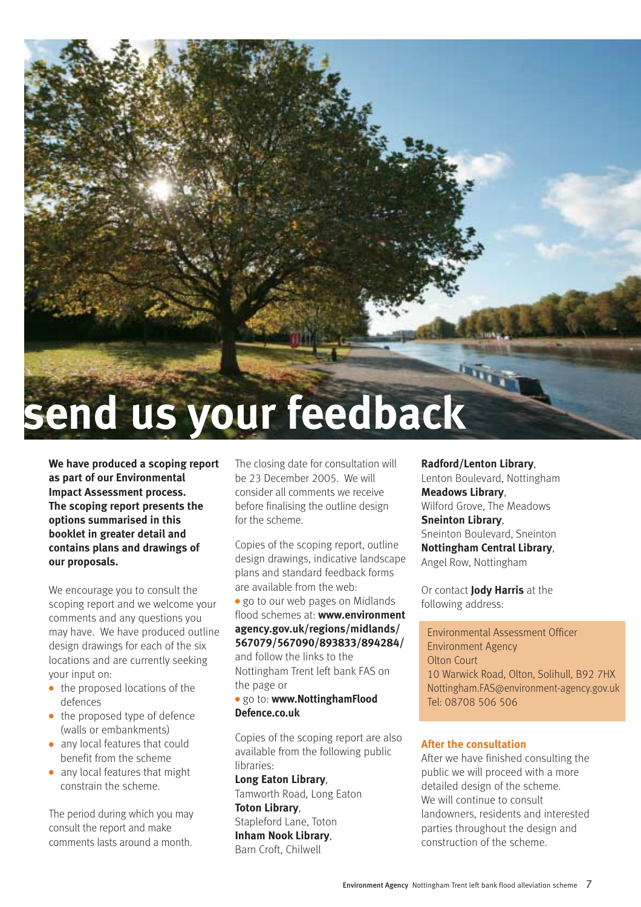# send us your feedback

**We have produced a scoping report as part of our Environmental Impact Assessment process. The scoping report presents the options summarised in this booklet in greater detail and contains plans and drawings of our proposals.**

We encourage you to consult the scoping report and we welcome your comments and any questions you may have. We have produced outline design drawings for each of the six locations and are currently seeking your input on:

- the proposed locations of the defences
- the proposed type of defence (walls or embankments)
- any local features that could benefit from the scheme
- any local features that might constrain the scheme.

The period during which you may consult the report and make comments lasts around a month.

The closing date for consultation will be 23 December 2005. We will consider all comments we receive before finalising the outline design for the scheme.

Copies of the scoping report, outline design drawings, indicative landscape plans and standard feedback forms are available from the web:

- go to our web pages on Midlands flood schemes at: **www.environment agency.gov.uk/regions/midlands/567079/567090/893833/894284/** and follow the links to the Nottingham Trent left bank FAS on the page or
- go to: **www.NottinghamFlood Defence.co.uk**

Copies of the scoping report are also available from the following public libraries:

**Long Eaton Library**, Tamworth Road, Long Eaton
**Toton Library**, Stapleford Lane, Toton
**Inham Nook Library**, Barn Croft, Chilwell
**Radford/Lenton Library**, Lenton Boulevard, Nottingham
**Meadows Library**, Wilford Grove, The Meadows
**Sneinton Library**, Sneinton Boulevard, Sneinton
**Nottingham Central Library**, Angel Row, Nottingham

Or contact **Jody Harris** at the following address:

Environmental Assessment Officer
Environment Agency
Olton Court
10 Warwick Road, Olton, Solihull, B92 7HX
Nottingham.FAS@environment-agency.gov.uk
Tel: 08708 506 506

## After the consultation

After we have finished consulting the public we will proceed with a more detailed design of the scheme. We will continue to consult landowners, residents and interested parties throughout the design and construction of the scheme.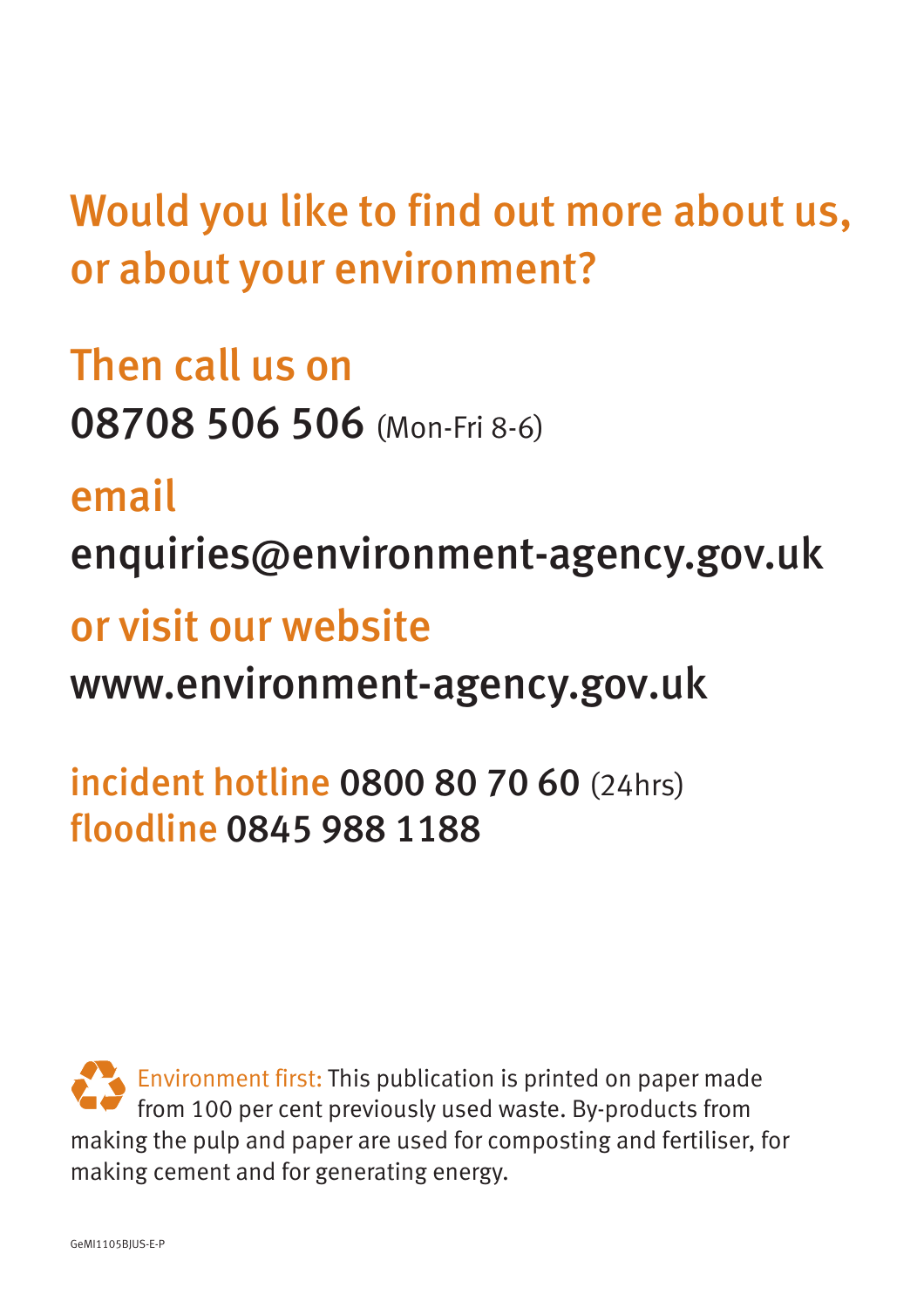## Would you like to find out more about us, or about your environment?

**Then call us on**

**08708 506 506** (Mon-Fri 8-6)

**email**

enquiries@environment-agency.gov.uk

**or visit our website**

www.environment-agency.gov.uk

**incident hotline** 0800 80 70 60 (24hrs)
**floodline** 0845 988 1188

Environment first: This publication is printed on paper made from 100 per cent previously used waste. By-products from making the pulp and paper are used for composting and fertiliser, for making cement and for generating energy.

GeMI1105BJUS-E-P